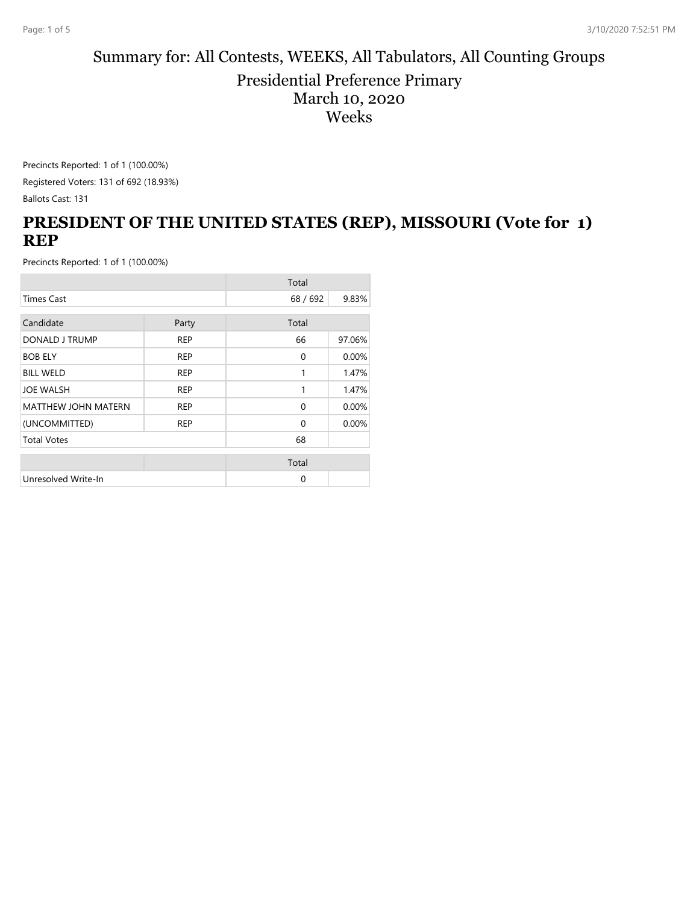# Summary for: All Contests, WEEKS, All Tabulators, All Counting Groups

## Presidential Preference Primary
## March 10, 2020
## Weeks

Precincts Reported: 1 of 1 (100.00%)

Registered Voters: 131 of 692 (18.93%)

Ballots Cast: 131

## PRESIDENT OF THE UNITED STATES (REP), MISSOURI (Vote for 1) REP

Precincts Reported: 1 of 1 (100.00%)

| | | Total | |
|---|---|---|---|
| Times Cast | | 68 / 692 | 9.83% |

| Candidate | Party | Total | |
|---|---|---|---|
| DONALD J TRUMP | REP | 66 | 97.06% |
| BOB ELY | REP | 0 | 0.00% |
| BILL WELD | REP | 1 | 1.47% |
| JOE WALSH | REP | 1 | 1.47% |
| MATTHEW JOHN MATERN | REP | 0 | 0.00% |
| (UNCOMMITTED) | REP | 0 | 0.00% |
| Total Votes | | 68 | |

| | | Total | |
|---|---|---|---|
| Unresolved Write-In | | 0 | |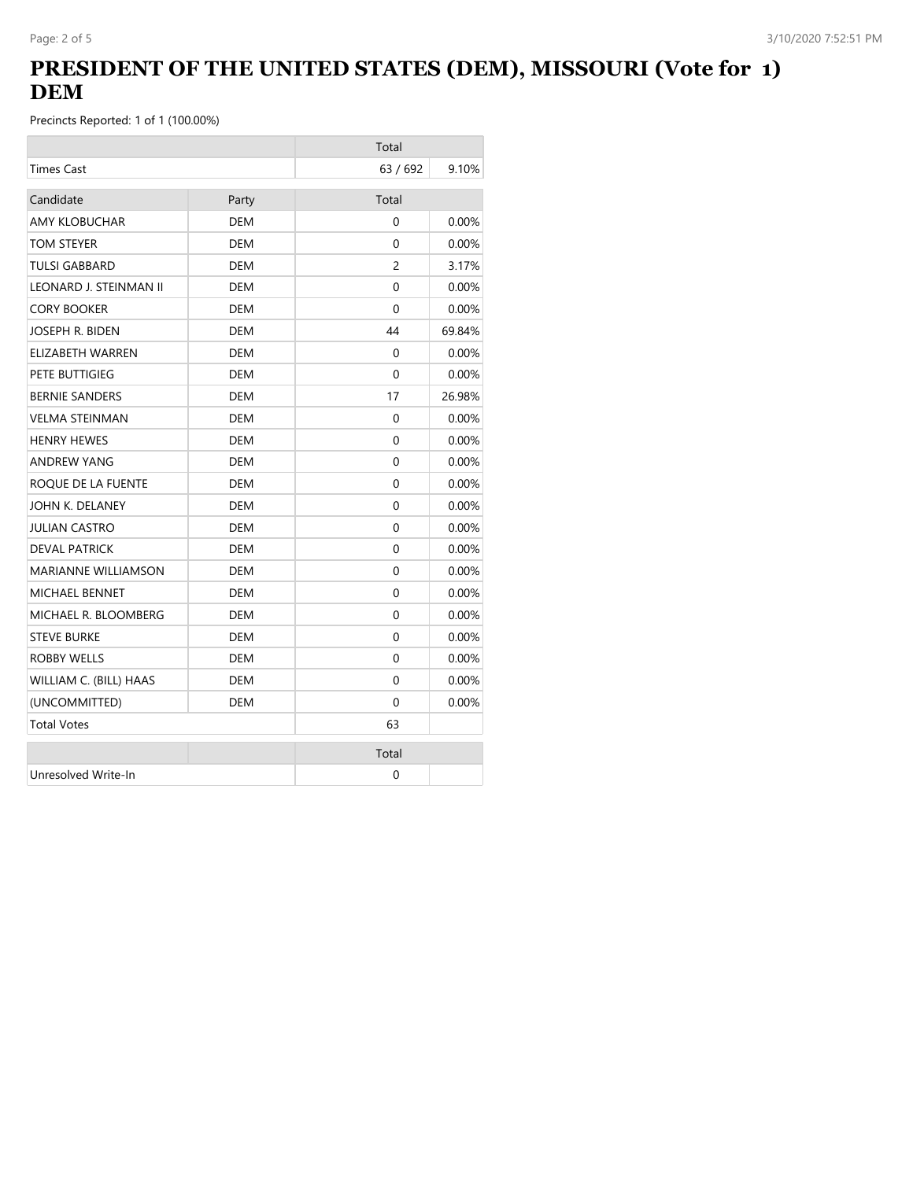# PRESIDENT OF THE UNITED STATES (DEM), MISSOURI (Vote for 1) DEM

Precincts Reported: 1 of 1 (100.00%)

| | Total | |
|---|---|---|
| Times Cast | 63 / 692 | 9.10% |

| Candidate | Party | Total | |
|---|---|---|---|
| AMY KLOBUCHAR | DEM | 0 | 0.00% |
| TOM STEYER | DEM | 0 | 0.00% |
| TULSI GABBARD | DEM | 2 | 3.17% |
| LEONARD J. STEINMAN II | DEM | 0 | 0.00% |
| CORY BOOKER | DEM | 0 | 0.00% |
| JOSEPH R. BIDEN | DEM | 44 | 69.84% |
| ELIZABETH WARREN | DEM | 0 | 0.00% |
| PETE BUTTIGIEG | DEM | 0 | 0.00% |
| BERNIE SANDERS | DEM | 17 | 26.98% |
| VELMA STEINMAN | DEM | 0 | 0.00% |
| HENRY HEWES | DEM | 0 | 0.00% |
| ANDREW YANG | DEM | 0 | 0.00% |
| ROQUE DE LA FUENTE | DEM | 0 | 0.00% |
| JOHN K. DELANEY | DEM | 0 | 0.00% |
| JULIAN CASTRO | DEM | 0 | 0.00% |
| DEVAL PATRICK | DEM | 0 | 0.00% |
| MARIANNE WILLIAMSON | DEM | 0 | 0.00% |
| MICHAEL BENNET | DEM | 0 | 0.00% |
| MICHAEL R. BLOOMBERG | DEM | 0 | 0.00% |
| STEVE BURKE | DEM | 0 | 0.00% |
| ROBBY WELLS | DEM | 0 | 0.00% |
| WILLIAM C. (BILL) HAAS | DEM | 0 | 0.00% |
| (UNCOMMITTED) | DEM | 0 | 0.00% |
| Total Votes | | 63 | |

| | | Total | |
|---|---|---|---|
| Unresolved Write-In | | 0 | |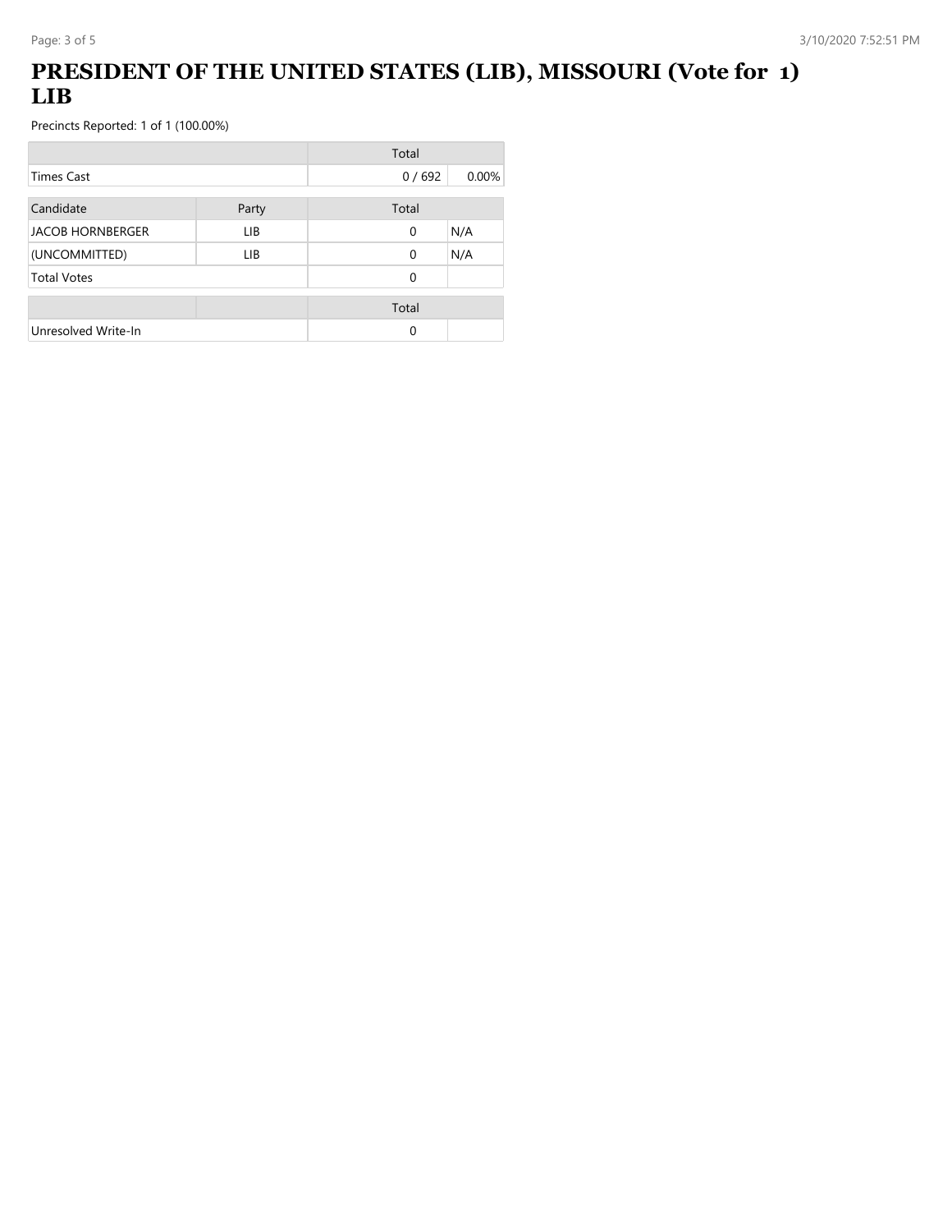# PRESIDENT OF THE UNITED STATES (LIB), MISSOURI (Vote for 1) LIB

Precincts Reported: 1 of 1 (100.00%)

| | | Total | |
|---|---|---|---|
| Times Cast | | 0 / 692 | 0.00% |

| Candidate | Party | Total | |
|---|---|---|---|
| JACOB HORNBERGER | LIB | 0 | N/A |
| (UNCOMMITTED) | LIB | 0 | N/A |
| Total Votes | | 0 | |

| | | Total | |
|---|---|---|---|
| Unresolved Write-In | | 0 | |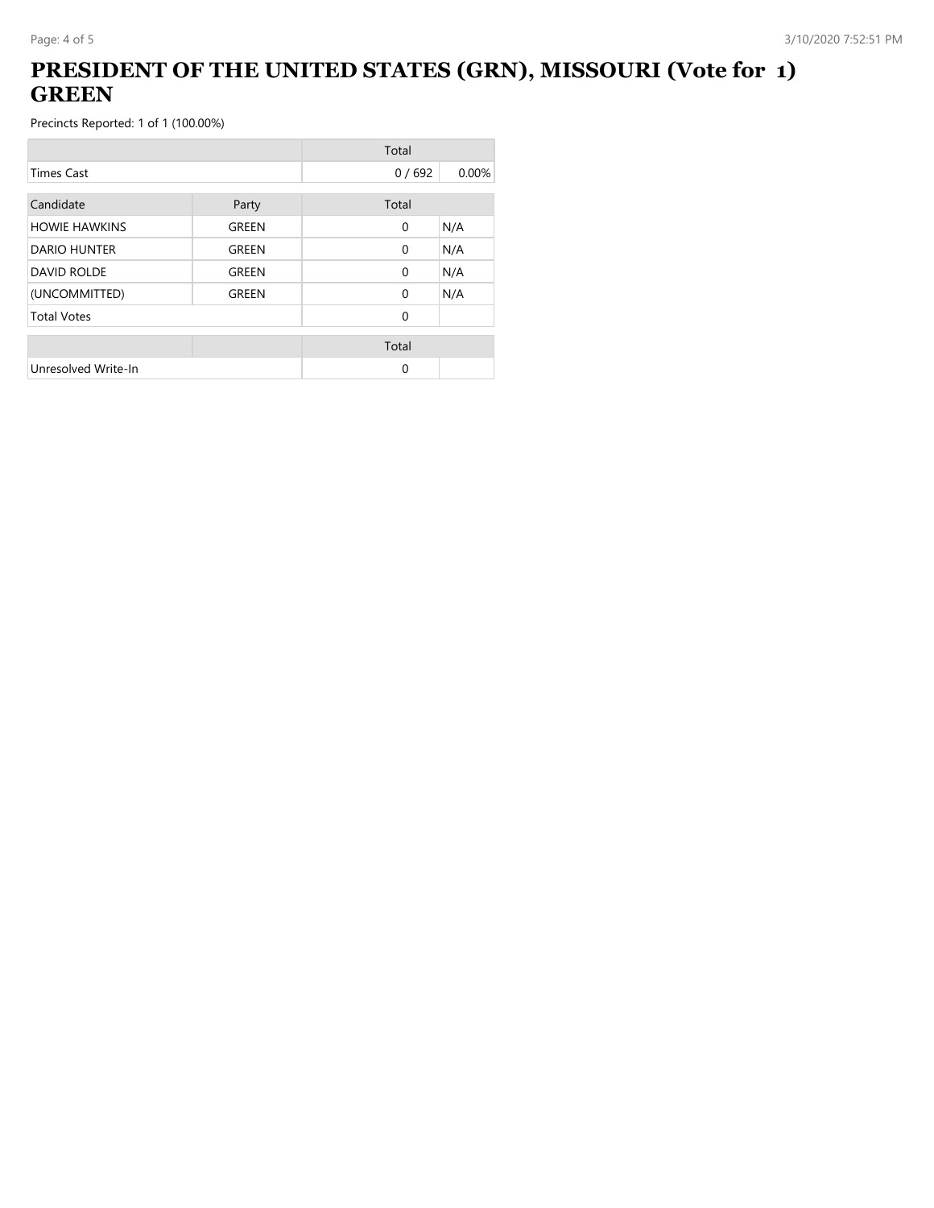# PRESIDENT OF THE UNITED STATES (GRN), MISSOURI (Vote for 1) GREEN

Precincts Reported: 1 of 1 (100.00%)

| | | Total | |
|---|---|---|---|
| Times Cast | | 0 / 692 | 0.00% |

| Candidate | Party | Total | |
|---|---|---|---|
| HOWIE HAWKINS | GREEN | 0 | N/A |
| DARIO HUNTER | GREEN | 0 | N/A |
| DAVID ROLDE | GREEN | 0 | N/A |
| (UNCOMMITTED) | GREEN | 0 | N/A |
| Total Votes | | 0 | |

| | | Total | |
|---|---|---|---|
| Unresolved Write-In | | 0 | |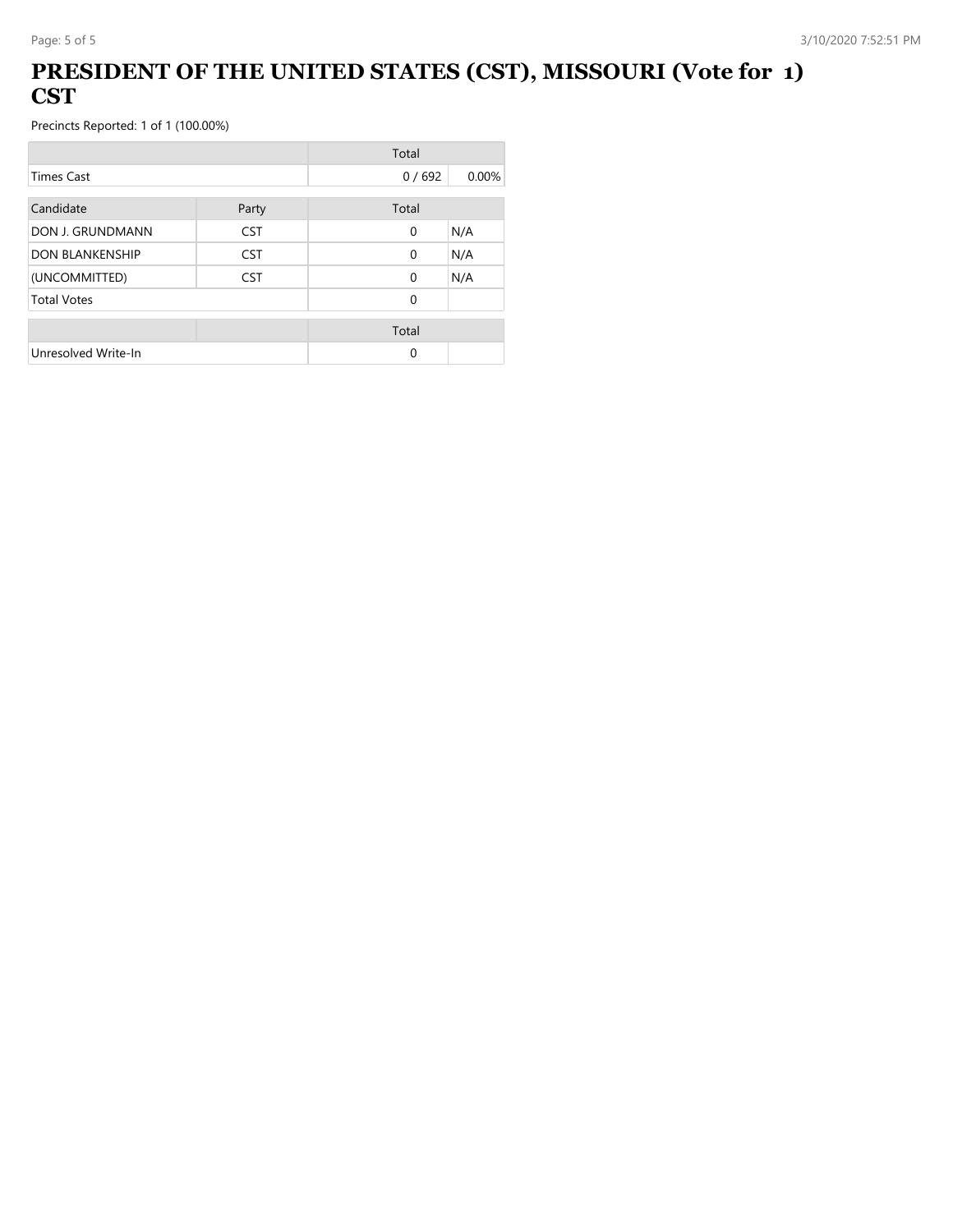# PRESIDENT OF THE UNITED STATES (CST), MISSOURI (Vote for 1) CST

Precincts Reported: 1 of 1 (100.00%)

| | | Total | |
|---|---|---|---|
| Times Cast | | 0 / 692 | 0.00% |

| Candidate | Party | Total | |
|---|---|---|---|
| DON J. GRUNDMANN | CST | 0 | N/A |
| DON BLANKENSHIP | CST | 0 | N/A |
| (UNCOMMITTED) | CST | 0 | N/A |
| Total Votes | | 0 | |

| | | Total | |
|---|---|---|---|
| Unresolved Write-In | | 0 | |